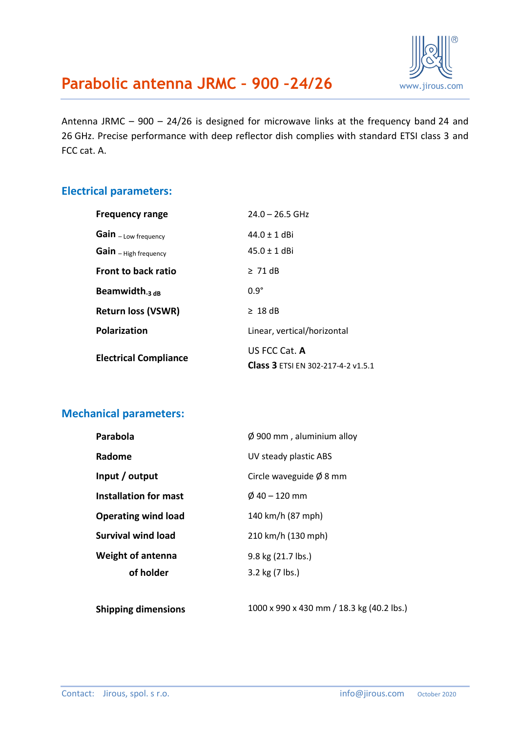# Parabolic antenna JRMC – 900 –24/26

Antenna JRMC – 900 – 24/26 is designed for microwave links at the frequency band 24 and 26 GHz. Precise performance with deep reflector dish complies with standard ETSI class 3 and FCC cat. A.

## Electrical parameters:

| | |
|---|---|
| **Frequency range** | 24.0 – 26.5 GHz |
| **Gain** – Low frequency | 44.0 ± 1 dBi |
| **Gain** – High frequency | 45.0 ± 1 dBi |
| **Front to back ratio** | ≥ 71 dB |
| **Beamwidth** $_{-3\ dB}$ | 0.9° |
| **Return loss (VSWR)** | ≥ 18 dB |
| **Polarization** | Linear, vertical/horizontal |
| **Electrical Compliance** | US FCC Cat. **A**<br>**Class 3** ETSI EN 302-217-4-2 v1.5.1 |

## Mechanical parameters:

| | |
|---|---|
| **Parabola** | Ø 900 mm , aluminium alloy |
| **Radome** | UV steady plastic ABS |
| **Input / output** | Circle waveguide Ø 8 mm |
| **Installation for mast** | Ø 40 – 120 mm |
| **Operating wind load** | 140 km/h (87 mph) |
| **Survival wind load** | 210 km/h (130 mph) |
| **Weight of antenna** | 9.8 kg (21.7 lbs.) |
| **of holder** | 3.2 kg (7 lbs.) |
| **Shipping dimensions** | 1000 x 990 x 430 mm / 18.3 kg (40.2 lbs.) |

Contact: Jirous, spol. s r.o. info@jirous.com October 2020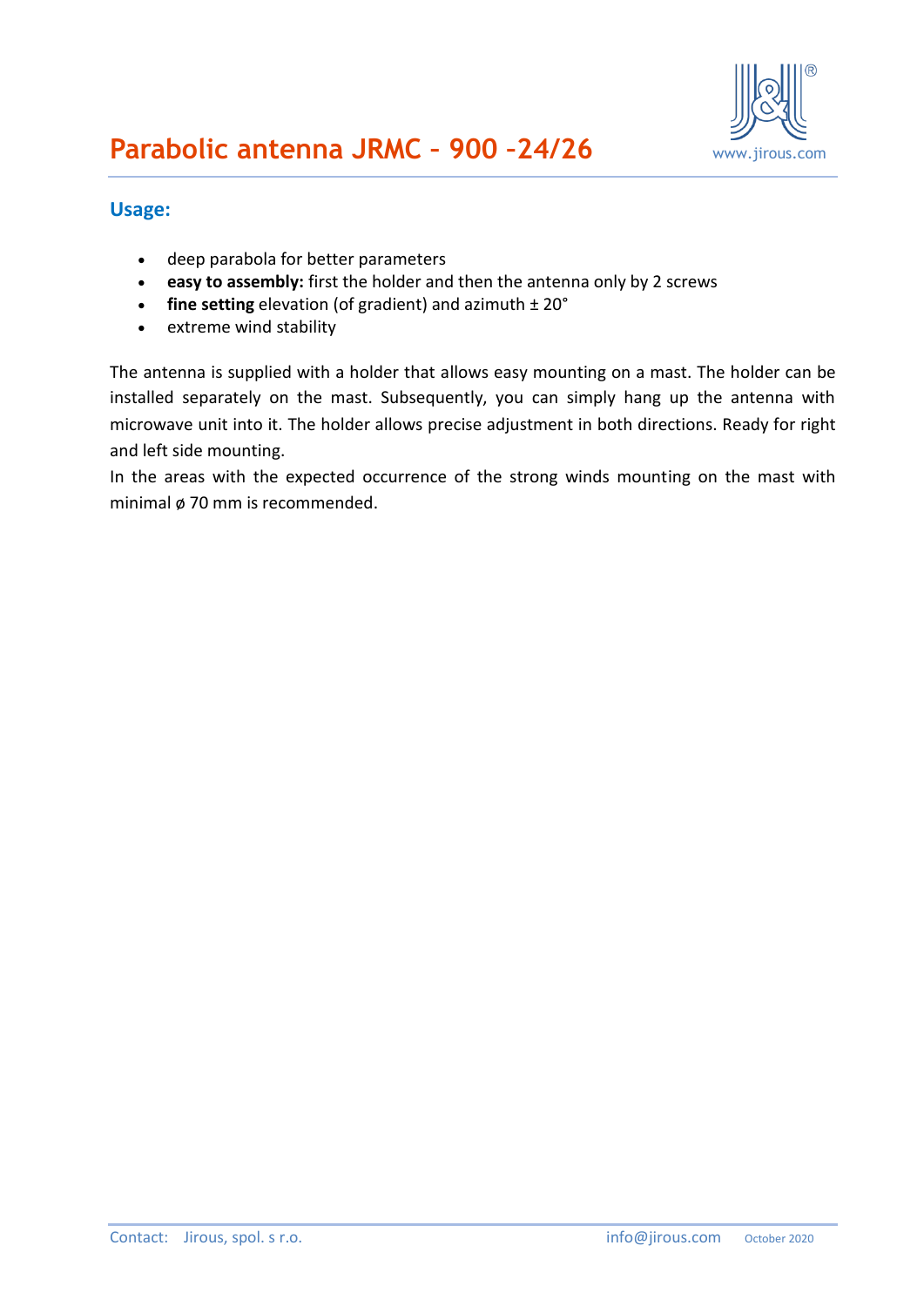# Parabolic antenna JRMC – 900 –24/26

## Usage:

- deep parabola for better parameters
- **easy to assembly:** first the holder and then the antenna only by 2 screws
- **fine setting** elevation (of gradient) and azimuth ± 20°
- extreme wind stability

The antenna is supplied with a holder that allows easy mounting on a mast. The holder can be installed separately on the mast. Subsequently, you can simply hang up the antenna with microwave unit into it. The holder allows precise adjustment in both directions. Ready for right and left side mounting.

In the areas with the expected occurrence of the strong winds mounting on the mast with minimal ø 70 mm is recommended.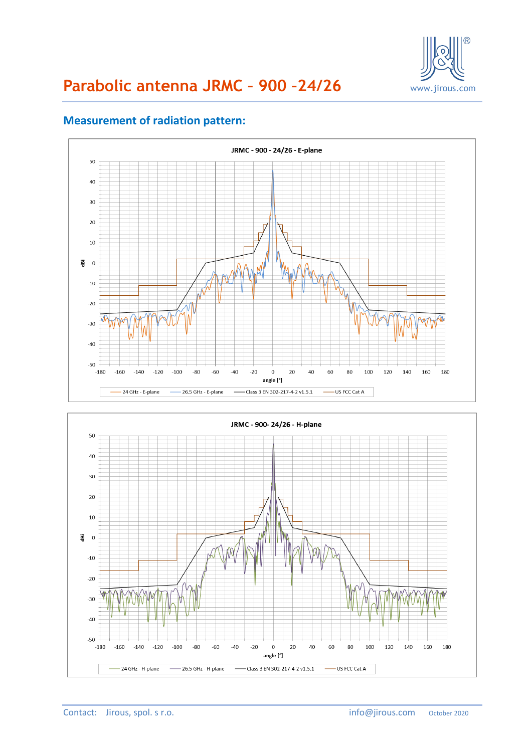# Parabolic antenna JRMC – 900 –24/26

## Measurement of radiation pattern:

JRMC - 900 - 24/26 - E-plane

(Chart: dBi vs. angle [°]; legend: 24 GHz - E-plane, 26.5 GHz - E-plane, Class 3 EN 302-217-4-2 v1.5.1, US FCC Cat A)

JRMC - 900- 24/26 - H-plane

(Chart: dBi vs. angle [°]; legend: 24 GHz - H-plane, 26.5 GHz - H-plane, Class 3 EN 302-217-4-2 v1.5.1, US FCC Cat A)

Contact: Jirous, spol. s r.o. info@jirous.com October 2020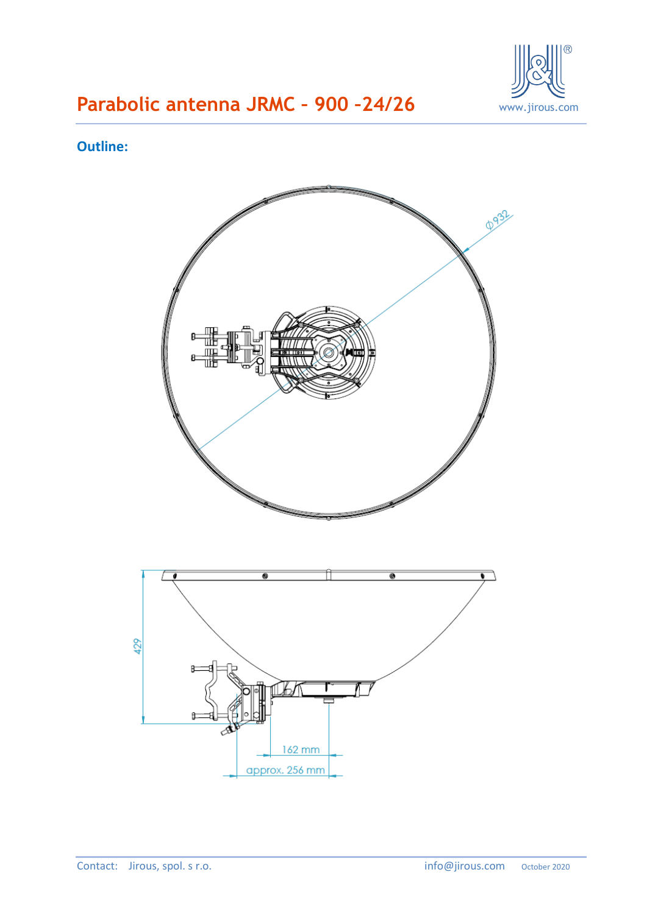# Parabolic antenna JRMC – 900 –24/26

## Outline:

ϕ932

429

162 mm

approx. 256 mm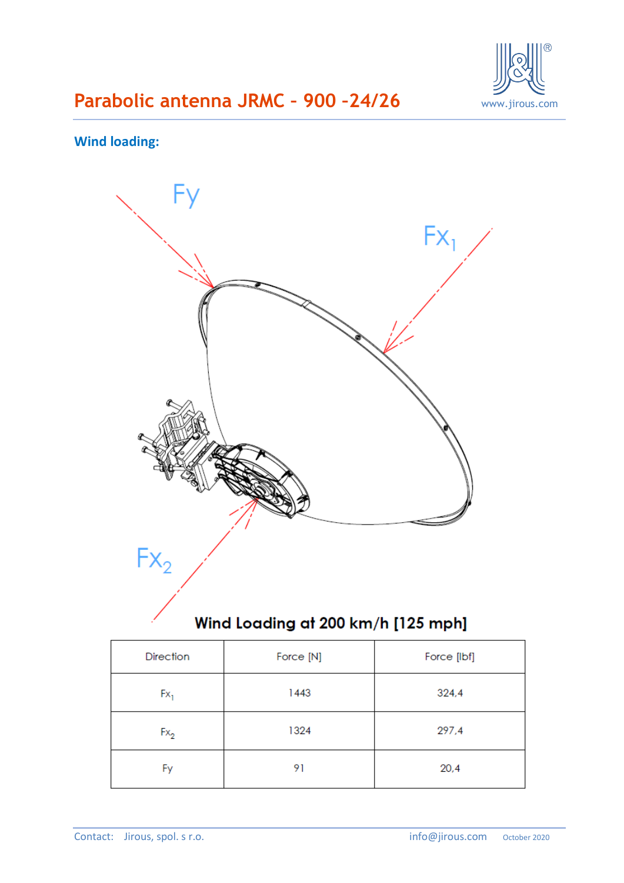# Parabolic antenna JRMC – 900 –24/26

## Wind loading:

Fy

$Fx_1$

$Fx_2$

**Wind Loading at 200 km/h [125 mph]**

| Direction | Force [N] | Force [lbf] |
| --- | --- | --- |
| $Fx_1$ | 1443 | 324,4 |
| $Fx_2$ | 1324 | 297,4 |
| Fy | 91 | 20,4 |

Contact: Jirous, spol. s r.o. info@jirous.com October 2020